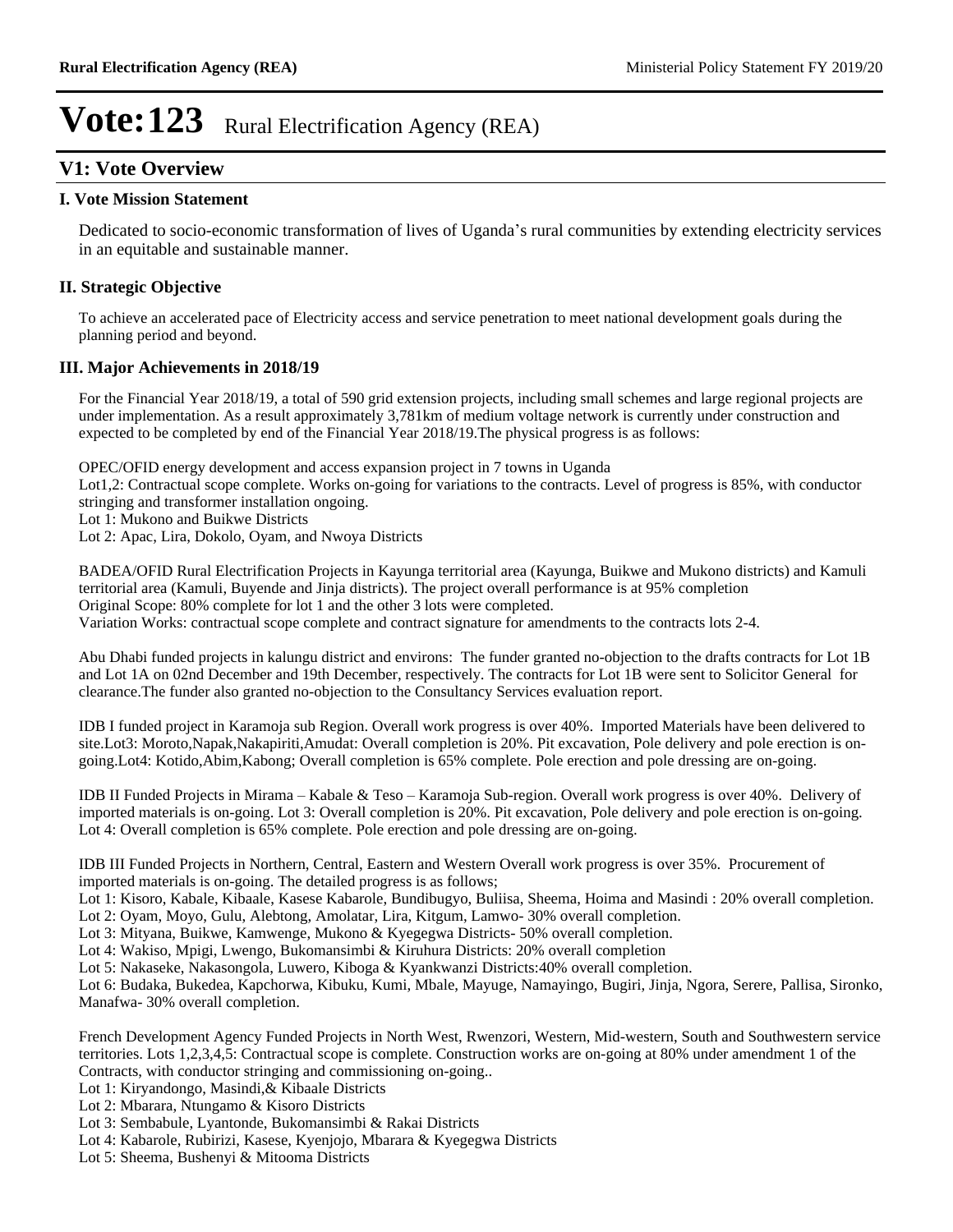# Vote:123 Rural Electrification Agency (REA)

## V1: Vote Overview

### I. Vote Mission Statement

Dedicated to socio-economic transformation of lives of Uganda's rural communities by extending electricity services in an equitable and sustainable manner.

### II. Strategic Objective

To achieve an accelerated pace of Electricity access and service penetration to meet national development goals during the planning period and beyond.

### III. Major Achievements in 2018/19

For the Financial Year 2018/19, a total of 590 grid extension projects, including small schemes and large regional projects are under implementation. As a result approximately 3,781km of medium voltage network is currently under construction and expected to be completed by end of the Financial Year 2018/19.The physical progress is as follows:

OPEC/OFID energy development and access expansion project in 7 towns in Uganda
Lot1,2: Contractual scope complete. Works on-going for variations to the contracts. Level of progress is 85%, with conductor stringing and transformer installation ongoing.
Lot 1: Mukono and Buikwe Districts
Lot 2: Apac, Lira, Dokolo, Oyam, and Nwoya Districts

BADEA/OFID Rural Electrification Projects in Kayunga territorial area (Kayunga, Buikwe and Mukono districts) and Kamuli territorial area (Kamuli, Buyende and Jinja districts). The project overall performance is at 95% completion
Original Scope: 80% complete for lot 1 and the other 3 lots were completed.
Variation Works: contractual scope complete and contract signature for amendments to the contracts lots 2-4.

Abu Dhabi funded projects in kalungu district and environs: The funder granted no-objection to the drafts contracts for Lot 1B and Lot 1A on 02nd December and 19th December, respectively. The contracts for Lot 1B were sent to Solicitor General for clearance.The funder also granted no-objection to the Consultancy Services evaluation report.

IDB I funded project in Karamoja sub Region. Overall work progress is over 40%. Imported Materials have been delivered to site.Lot3: Moroto,Napak,Nakapiriti,Amudat: Overall completion is 20%. Pit excavation, Pole delivery and pole erection is on-going.Lot4: Kotido,Abim,Kabong; Overall completion is 65% complete. Pole erection and pole dressing are on-going.

IDB II Funded Projects in Mirama – Kabale & Teso – Karamoja Sub-region. Overall work progress is over 40%. Delivery of imported materials is on-going. Lot 3: Overall completion is 20%. Pit excavation, Pole delivery and pole erection is on-going. Lot 4: Overall completion is 65% complete. Pole erection and pole dressing are on-going.

IDB III Funded Projects in Northern, Central, Eastern and Western Overall work progress is over 35%. Procurement of imported materials is on-going. The detailed progress is as follows;
Lot 1: Kisoro, Kabale, Kibaale, Kasese Kabarole, Bundibugyo, Buliisa, Sheema, Hoima and Masindi : 20% overall completion.
Lot 2: Oyam, Moyo, Gulu, Alebtong, Amolatar, Lira, Kitgum, Lamwo- 30% overall completion.
Lot 3: Mityana, Buikwe, Kamwenge, Mukono & Kyegegwa Districts- 50% overall completion.
Lot 4: Wakiso, Mpigi, Lwengo, Bukomansimbi & Kiruhura Districts: 20% overall completion
Lot 5: Nakaseke, Nakasongola, Luwero, Kiboga & Kyankwanzi Districts:40% overall completion.
Lot 6: Budaka, Bukedea, Kapchorwa, Kibuku, Kumi, Mbale, Mayuge, Namayingo, Bugiri, Jinja, Ngora, Serere, Pallisa, Sironko, Manafwa- 30% overall completion.

French Development Agency Funded Projects in North West, Rwenzori, Western, Mid-western, South and Southwestern service territories. Lots 1,2,3,4,5: Contractual scope is complete. Construction works are on-going at 80% under amendment 1 of the Contracts, with conductor stringing and commissioning on-going..
Lot 1: Kiryandongo, Masindi,& Kibaale Districts
Lot 2: Mbarara, Ntungamo & Kisoro Districts
Lot 3: Sembabule, Lyantonde, Bukomansimbi & Rakai Districts
Lot 4: Kabarole, Rubirizi, Kasese, Kyenjojo, Mbarara & Kyegegwa Districts
Lot 5: Sheema, Bushenyi & Mitooma Districts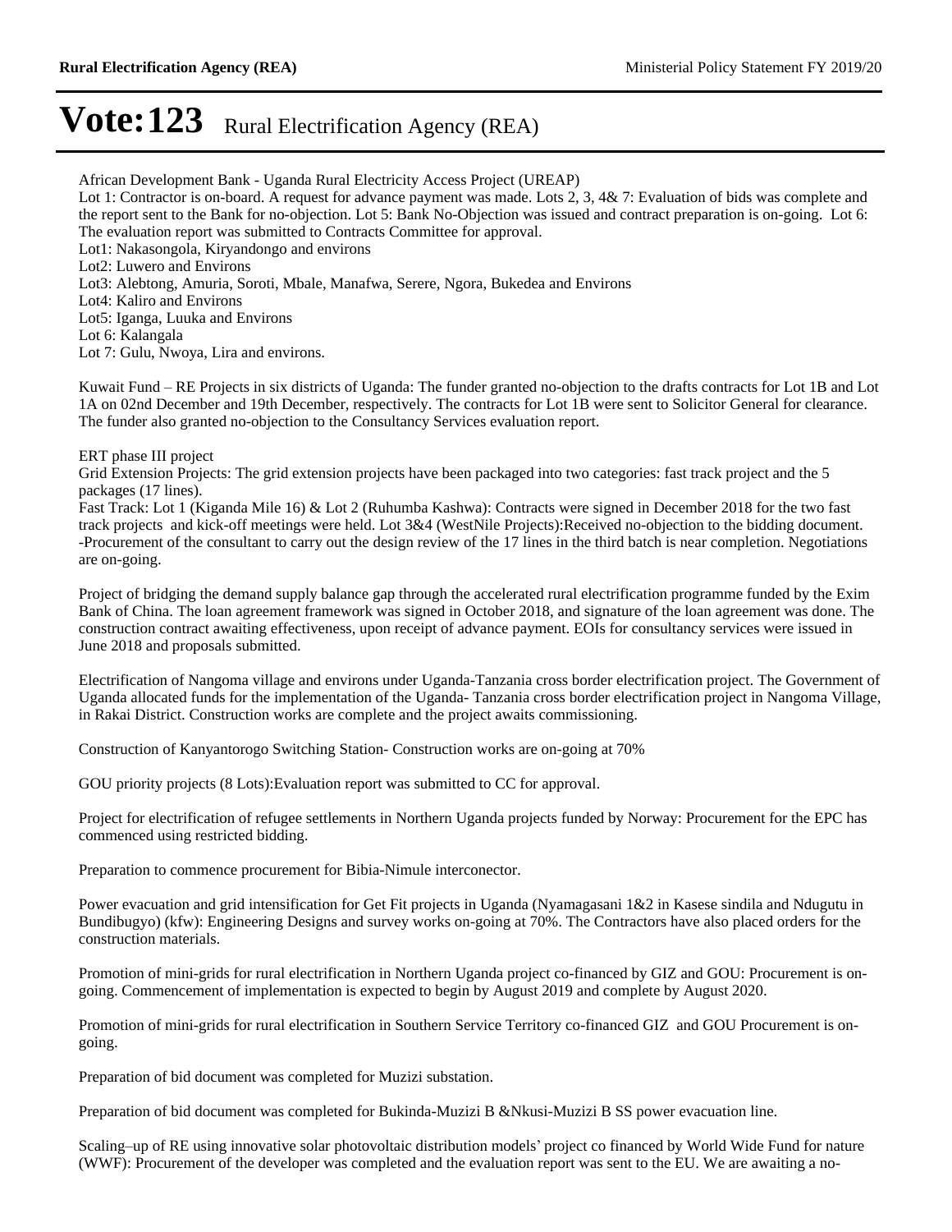African Development Bank - Uganda Rural Electricity Access Project (UREAP)
Lot 1: Contractor is on-board. A request for advance payment was made. Lots 2, 3, 4& 7: Evaluation of bids was complete and the report sent to the Bank for no-objection. Lot 5: Bank No-Objection was issued and contract preparation is on-going. Lot 6: The evaluation report was submitted to Contracts Committee for approval.
Lot1: Nakasongola, Kiryandongo and environs
Lot2: Luwero and Environs
Lot3: Alebtong, Amuria, Soroti, Mbale, Manafwa, Serere, Ngora, Bukedea and Environs
Lot4: Kaliro and Environs
Lot5: Iganga, Luuka and Environs
Lot 6: Kalangala
Lot 7: Gulu, Nwoya, Lira and environs.

Kuwait Fund – RE Projects in six districts of Uganda: The funder granted no-objection to the drafts contracts for Lot 1B and Lot 1A on 02nd December and 19th December, respectively. The contracts for Lot 1B were sent to Solicitor General for clearance. The funder also granted no-objection to the Consultancy Services evaluation report.

ERT phase III project
Grid Extension Projects: The grid extension projects have been packaged into two categories: fast track project and the 5 packages (17 lines).
Fast Track: Lot 1 (Kiganda Mile 16) & Lot 2 (Ruhumba Kashwa): Contracts were signed in December 2018 for the two fast track projects and kick-off meetings were held. Lot 3&4 (WestNile Projects):Received no-objection to the bidding document.
-Procurement of the consultant to carry out the design review of the 17 lines in the third batch is near completion. Negotiations are on-going.

Project of bridging the demand supply balance gap through the accelerated rural electrification programme funded by the Exim Bank of China. The loan agreement framework was signed in October 2018, and signature of the loan agreement was done. The construction contract awaiting effectiveness, upon receipt of advance payment. EOIs for consultancy services were issued in June 2018 and proposals submitted.

Electrification of Nangoma village and environs under Uganda-Tanzania cross border electrification project. The Government of Uganda allocated funds for the implementation of the Uganda- Tanzania cross border electrification project in Nangoma Village, in Rakai District. Construction works are complete and the project awaits commissioning.

Construction of Kanyantorogo Switching Station- Construction works are on-going at 70%

GOU priority projects (8 Lots):Evaluation report was submitted to CC for approval.

Project for electrification of refugee settlements in Northern Uganda projects funded by Norway: Procurement for the EPC has commenced using restricted bidding.

Preparation to commence procurement for Bibia-Nimule interconector.

Power evacuation and grid intensification for Get Fit projects in Uganda (Nyamagasani 1&2 in Kasese sindila and Ndugutu in Bundibugyo) (kfw): Engineering Designs and survey works on-going at 70%. The Contractors have also placed orders for the construction materials.

Promotion of mini-grids for rural electrification in Northern Uganda project co-financed by GIZ and GOU: Procurement is on-going. Commencement of implementation is expected to begin by August 2019 and complete by August 2020.

Promotion of mini-grids for rural electrification in Southern Service Territory co-financed GIZ and GOU Procurement is on-going.

Preparation of bid document was completed for Muzizi substation.

Preparation of bid document was completed for Bukinda-Muzizi B &Nkusi-Muzizi B SS power evacuation line.

Scaling–up of RE using innovative solar photovoltaic distribution models' project co financed by World Wide Fund for nature (WWF): Procurement of the developer was completed and the evaluation report was sent to the EU. We are awaiting a no-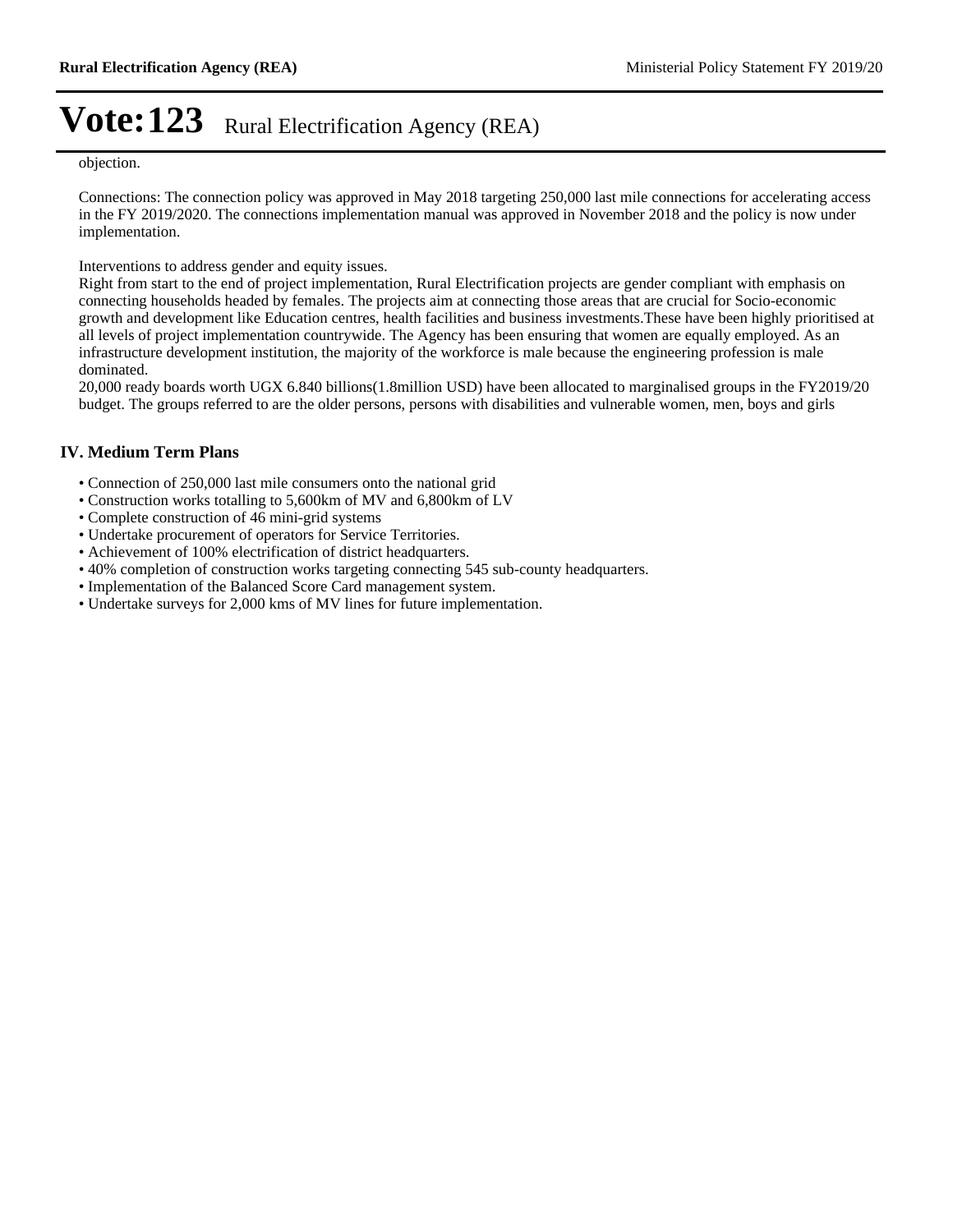objection.

Connections: The connection policy was approved in May 2018 targeting 250,000 last mile connections for accelerating access in the FY 2019/2020. The connections implementation manual was approved in November 2018 and the policy is now under implementation.

Interventions to address gender and equity issues.
Right from start to the end of project implementation, Rural Electrification projects are gender compliant with emphasis on connecting households headed by females. The projects aim at connecting those areas that are crucial for Socio-economic growth and development like Education centres, health facilities and business investments.These have been highly prioritised at all levels of project implementation countrywide. The Agency has been ensuring that women are equally employed. As an infrastructure development institution, the majority of the workforce is male because the engineering profession is male dominated.
20,000 ready boards worth UGX 6.840 billions(1.8million USD) have been allocated to marginalised groups in the FY2019/20 budget. The groups referred to are the older persons, persons with disabilities and vulnerable women, men, boys and girls

## IV. Medium Term Plans

- Connection of 250,000 last mile consumers onto the national grid
- Construction works totalling to 5,600km of MV and 6,800km of LV
- Complete construction of 46 mini-grid systems
- Undertake procurement of operators for Service Territories.
- Achievement of 100% electrification of district headquarters.
- 40% completion of construction works targeting connecting 545 sub-county headquarters.
- Implementation of the Balanced Score Card management system.
- Undertake surveys for 2,000 kms of MV lines for future implementation.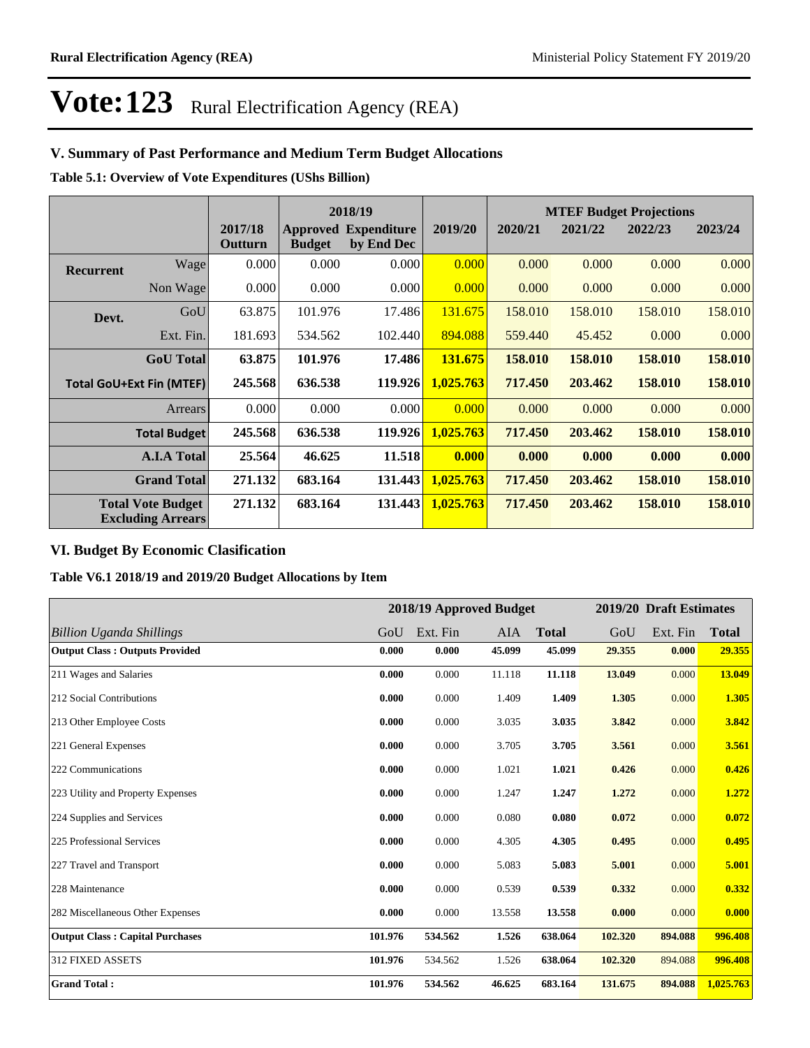# Vote:123 Rural Electrification Agency (REA)

## V. Summary of Past Performance and Medium Term Budget Allocations

**Table 5.1: Overview of Vote Expenditures (UShs Billion)**

| | | 2017/18 Outturn | 2018/19 Approved Budget | 2018/19 Expenditure by End Dec | 2019/20 | MTEF Budget Projections 2020/21 | 2021/22 | 2022/23 | 2023/24 |
|---|---|---|---|---|---|---|---|---|---|
| **Recurrent** | Wage | 0.000 | 0.000 | 0.000 | 0.000 | 0.000 | 0.000 | 0.000 | 0.000 |
| | Non Wage | 0.000 | 0.000 | 0.000 | 0.000 | 0.000 | 0.000 | 0.000 | 0.000 |
| **Devt.** | GoU | 63.875 | 101.976 | 17.486 | 131.675 | 158.010 | 158.010 | 158.010 | 158.010 |
| | Ext. Fin. | 181.693 | 534.562 | 102.440 | 894.088 | 559.440 | 45.452 | 0.000 | 0.000 |
| | **GoU Total** | **63.875** | **101.976** | **17.486** | **131.675** | **158.010** | **158.010** | **158.010** | **158.010** |
| **Total GoU+Ext Fin (MTEF)** | | **245.568** | **636.538** | **119.926** | **1,025.763** | **717.450** | **203.462** | **158.010** | **158.010** |
| | Arrears | 0.000 | 0.000 | 0.000 | 0.000 | 0.000 | 0.000 | 0.000 | 0.000 |
| | **Total Budget** | **245.568** | **636.538** | **119.926** | **1,025.763** | **717.450** | **203.462** | **158.010** | **158.010** |
| | **A.I.A Total** | **25.564** | **46.625** | **11.518** | **0.000** | **0.000** | **0.000** | **0.000** | **0.000** |
| | **Grand Total** | **271.132** | **683.164** | **131.443** | **1,025.763** | **717.450** | **203.462** | **158.010** | **158.010** |
| **Total Vote Budget Excluding Arrears** | | **271.132** | **683.164** | **131.443** | **1,025.763** | **717.450** | **203.462** | **158.010** | **158.010** |

## VI. Budget By Economic Clasification

**Table V6.1 2018/19 and 2019/20 Budget Allocations by Item**

| *Billion Uganda Shillings* | 2018/19 Approved Budget GoU | Ext. Fin | AIA | **Total** | 2019/20 Draft Estimates GoU | Ext. Fin | **Total** |
|---|---|---|---|---|---|---|---|
| **Output Class : Outputs Provided** | **0.000** | **0.000** | **45.099** | **45.099** | **29.355** | **0.000** | **29.355** |
| 211 Wages and Salaries | **0.000** | 0.000 | 11.118 | **11.118** | **13.049** | 0.000 | **13.049** |
| 212 Social Contributions | **0.000** | 0.000 | 1.409 | **1.409** | **1.305** | 0.000 | **1.305** |
| 213 Other Employee Costs | **0.000** | 0.000 | 3.035 | **3.035** | **3.842** | 0.000 | **3.842** |
| 221 General Expenses | **0.000** | 0.000 | 3.705 | **3.705** | **3.561** | 0.000 | **3.561** |
| 222 Communications | **0.000** | 0.000 | 1.021 | **1.021** | **0.426** | 0.000 | **0.426** |
| 223 Utility and Property Expenses | **0.000** | 0.000 | 1.247 | **1.247** | **1.272** | 0.000 | **1.272** |
| 224 Supplies and Services | **0.000** | 0.000 | 0.080 | **0.080** | **0.072** | 0.000 | **0.072** |
| 225 Professional Services | **0.000** | 0.000 | 4.305 | **4.305** | **0.495** | 0.000 | **0.495** |
| 227 Travel and Transport | **0.000** | 0.000 | 5.083 | **5.083** | **5.001** | 0.000 | **5.001** |
| 228 Maintenance | **0.000** | 0.000 | 0.539 | **0.539** | **0.332** | 0.000 | **0.332** |
| 282 Miscellaneous Other Expenses | **0.000** | 0.000 | 13.558 | **13.558** | **0.000** | 0.000 | **0.000** |
| **Output Class : Capital Purchases** | **101.976** | **534.562** | **1.526** | **638.064** | **102.320** | **894.088** | **996.408** |
| 312 FIXED ASSETS | **101.976** | 534.562 | 1.526 | **638.064** | **102.320** | 894.088 | **996.408** |
| **Grand Total :** | **101.976** | **534.562** | **46.625** | **683.164** | **131.675** | **894.088** | **1,025.763** |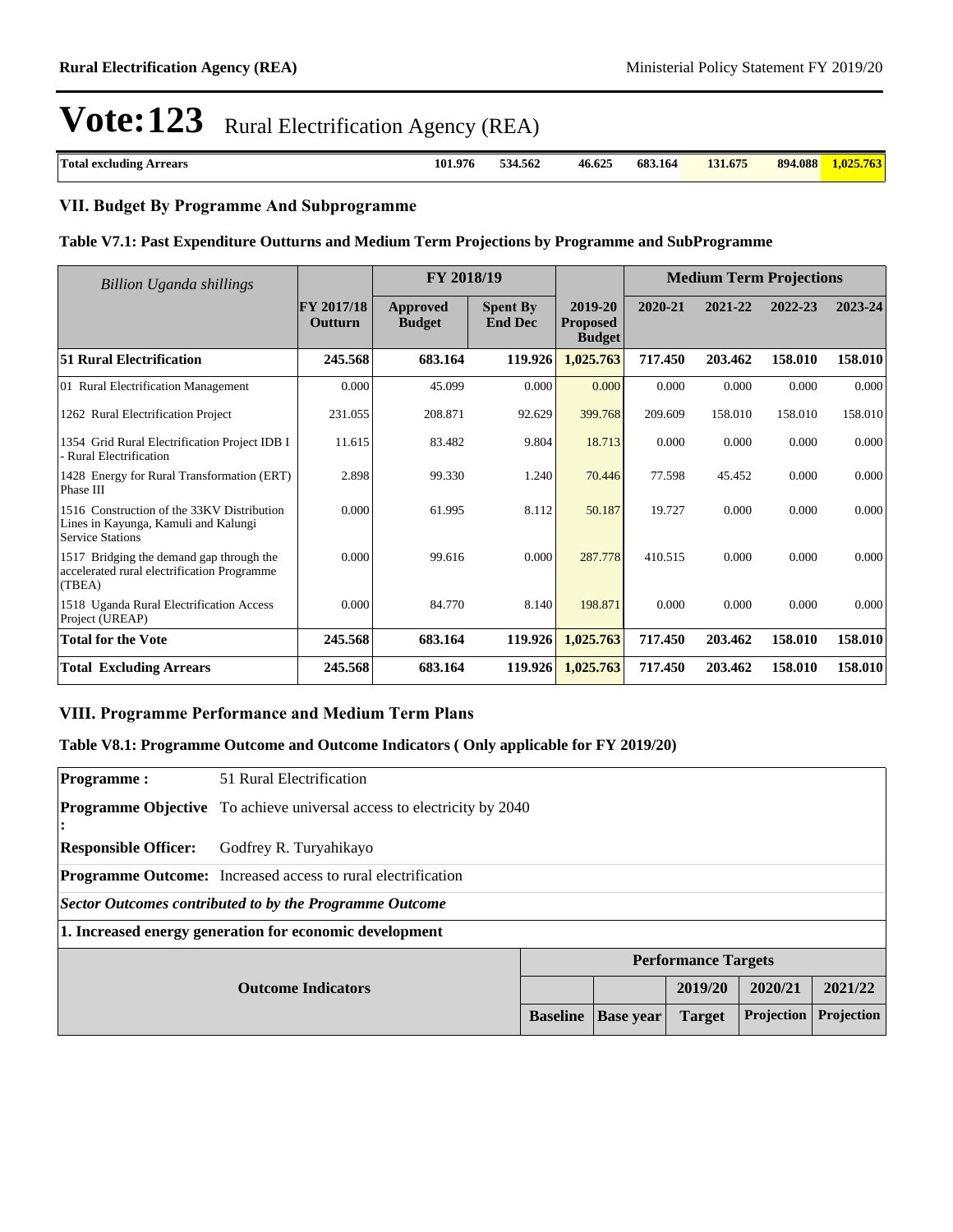# Vote:123 Rural Electrification Agency (REA)

| Total excluding Arrears | 101.976 | 534.562 | 46.625 | 683.164 | 131.675 | 894.088 | 1,025.763 |
|---|---|---|---|---|---|---|---|

## VII. Budget By Programme And Subprogramme

### Table V7.1: Past Expenditure Outturns and Medium Term Projections by Programme and SubProgramme

| *Billion Uganda shillings* | | FY 2018/19 | | | Medium Term Projections | | | |
|---|---|---|---|---|---|---|---|---|
| | FY 2017/18 Outturn | Approved Budget | Spent By End Dec | 2019-20 Proposed Budget | 2020-21 | 2021-22 | 2022-23 | 2023-24 |
| **51 Rural Electrification** | **245.568** | **683.164** | **119.926** | **1,025.763** | **717.450** | **203.462** | **158.010** | **158.010** |
| 01 Rural Electrification Management | 0.000 | 45.099 | 0.000 | 0.000 | 0.000 | 0.000 | 0.000 | 0.000 |
| 1262 Rural Electrification Project | 231.055 | 208.871 | 92.629 | 399.768 | 209.609 | 158.010 | 158.010 | 158.010 |
| 1354 Grid Rural Electrification Project IDB I - Rural Electrification | 11.615 | 83.482 | 9.804 | 18.713 | 0.000 | 0.000 | 0.000 | 0.000 |
| 1428 Energy for Rural Transformation (ERT) Phase III | 2.898 | 99.330 | 1.240 | 70.446 | 77.598 | 45.452 | 0.000 | 0.000 |
| 1516 Construction of the 33KV Distribution Lines in Kayunga, Kamuli and Kalungi Service Stations | 0.000 | 61.995 | 8.112 | 50.187 | 19.727 | 0.000 | 0.000 | 0.000 |
| 1517 Bridging the demand gap through the accelerated rural electrification Programme (TBEA) | 0.000 | 99.616 | 0.000 | 287.778 | 410.515 | 0.000 | 0.000 | 0.000 |
| 1518 Uganda Rural Electrification Access Project (UREAP) | 0.000 | 84.770 | 8.140 | 198.871 | 0.000 | 0.000 | 0.000 | 0.000 |
| **Total for the Vote** | **245.568** | **683.164** | **119.926** | **1,025.763** | **717.450** | **203.462** | **158.010** | **158.010** |
| **Total Excluding Arrears** | **245.568** | **683.164** | **119.926** | **1,025.763** | **717.450** | **203.462** | **158.010** | **158.010** |

## VIII. Programme Performance and Medium Term Plans

### Table V8.1: Programme Outcome and Outcome Indicators ( Only applicable for FY 2019/20)

**Programme :** 51 Rural Electrification

**Programme Objective :** To achieve universal access to electricity by 2040

**Responsible Officer:** Godfrey R. Turyahikayo

**Programme Outcome:** Increased access to rural electrification

***Sector Outcomes contributed to by the Programme Outcome***

**1. Increased energy generation for economic development**

| Outcome Indicators | Performance Targets | | | | |
|---|---|---|---|---|---|
| | | | 2019/20 | 2020/21 | 2021/22 |
| | Baseline | Base year | Target | Projection | Projection |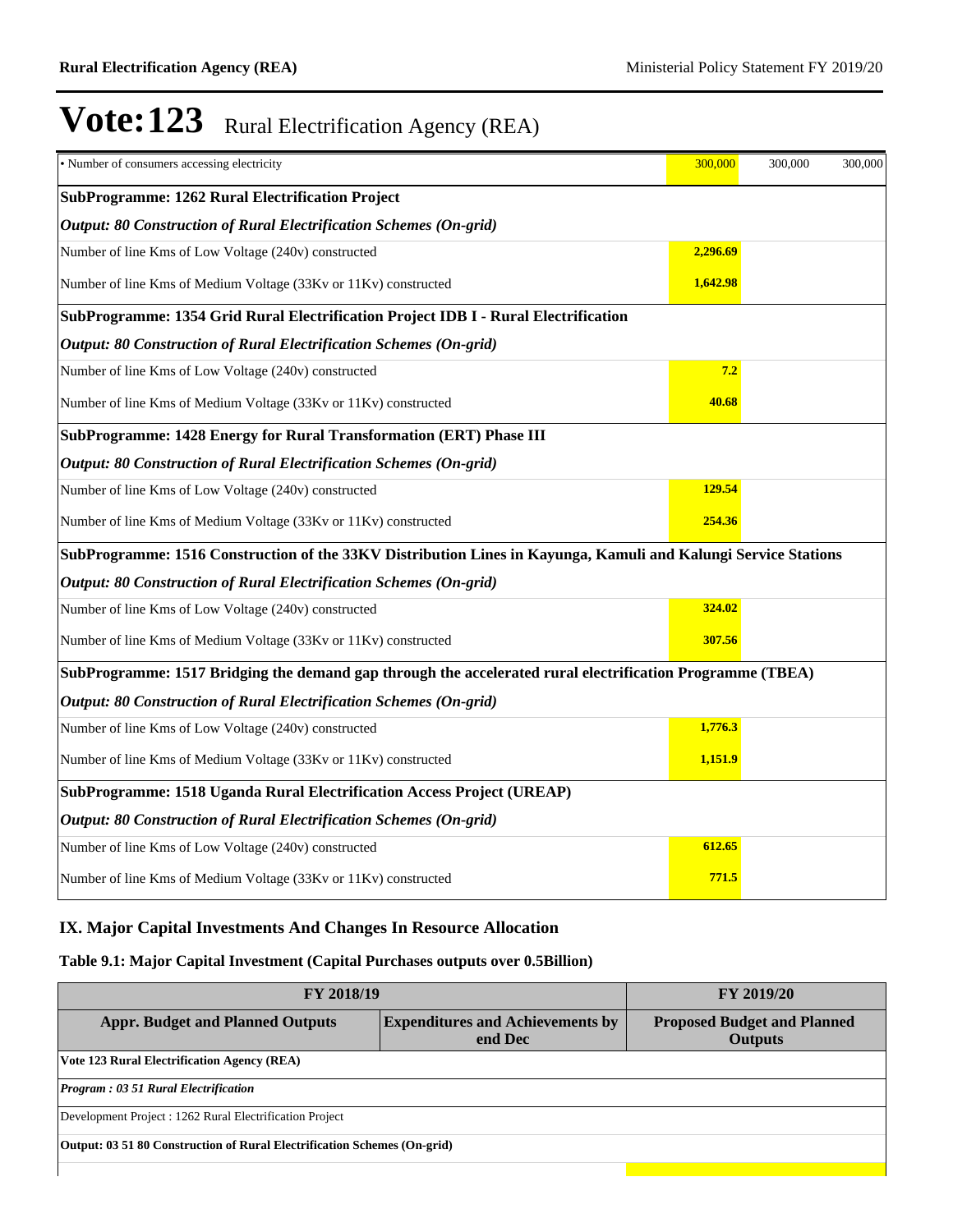# Vote:123 Rural Electrification Agency (REA)

| | | | |
|---|---|---|---|
| • Number of consumers accessing electricity | 300,000 | 300,000 | 300,000 |
| **SubProgramme: 1262 Rural Electrification Project** | | | |
| ***Output: 80 Construction of Rural Electrification Schemes (On-grid)*** | | | |
| Number of line Kms of Low Voltage (240v) constructed | **2,296.69** | | |
| Number of line Kms of Medium Voltage (33Kv or 11Kv) constructed | **1,642.98** | | |
| **SubProgramme: 1354 Grid Rural Electrification Project IDB I - Rural Electrification** | | | |
| ***Output: 80 Construction of Rural Electrification Schemes (On-grid)*** | | | |
| Number of line Kms of Low Voltage (240v) constructed | **7.2** | | |
| Number of line Kms of Medium Voltage (33Kv or 11Kv) constructed | **40.68** | | |
| **SubProgramme: 1428 Energy for Rural Transformation (ERT) Phase III** | | | |
| ***Output: 80 Construction of Rural Electrification Schemes (On-grid)*** | | | |
| Number of line Kms of Low Voltage (240v) constructed | **129.54** | | |
| Number of line Kms of Medium Voltage (33Kv or 11Kv) constructed | **254.36** | | |
| **SubProgramme: 1516 Construction of the 33KV Distribution Lines in Kayunga, Kamuli and Kalungi Service Stations** | | | |
| ***Output: 80 Construction of Rural Electrification Schemes (On-grid)*** | | | |
| Number of line Kms of Low Voltage (240v) constructed | **324.02** | | |
| Number of line Kms of Medium Voltage (33Kv or 11Kv) constructed | **307.56** | | |
| **SubProgramme: 1517 Bridging the demand gap through the accelerated rural electrification Programme (TBEA)** | | | |
| ***Output: 80 Construction of Rural Electrification Schemes (On-grid)*** | | | |
| Number of line Kms of Low Voltage (240v) constructed | **1,776.3** | | |
| Number of line Kms of Medium Voltage (33Kv or 11Kv) constructed | **1,151.9** | | |
| **SubProgramme: 1518 Uganda Rural Electrification Access Project (UREAP)** | | | |
| ***Output: 80 Construction of Rural Electrification Schemes (On-grid)*** | | | |
| Number of line Kms of Low Voltage (240v) constructed | **612.65** | | |
| Number of line Kms of Medium Voltage (33Kv or 11Kv) constructed | **771.5** | | |

## IX. Major Capital Investments And Changes In Resource Allocation

### Table 9.1: Major Capital Investment (Capital Purchases outputs over 0.5Billion)

| FY 2018/19 | | FY 2019/20 |
|---|---|---|
| **Appr. Budget and Planned Outputs** | **Expenditures and Achievements by end Dec** | **Proposed Budget and Planned Outputs** |
| **Vote 123 Rural Electrification Agency (REA)** | | |
| ***Program : 03 51 Rural Electrification*** | | |
| Development Project : 1262 Rural Electrification Project | | |
| **Output: 03 51 80 Construction of Rural Electrification Schemes (On-grid)** | | |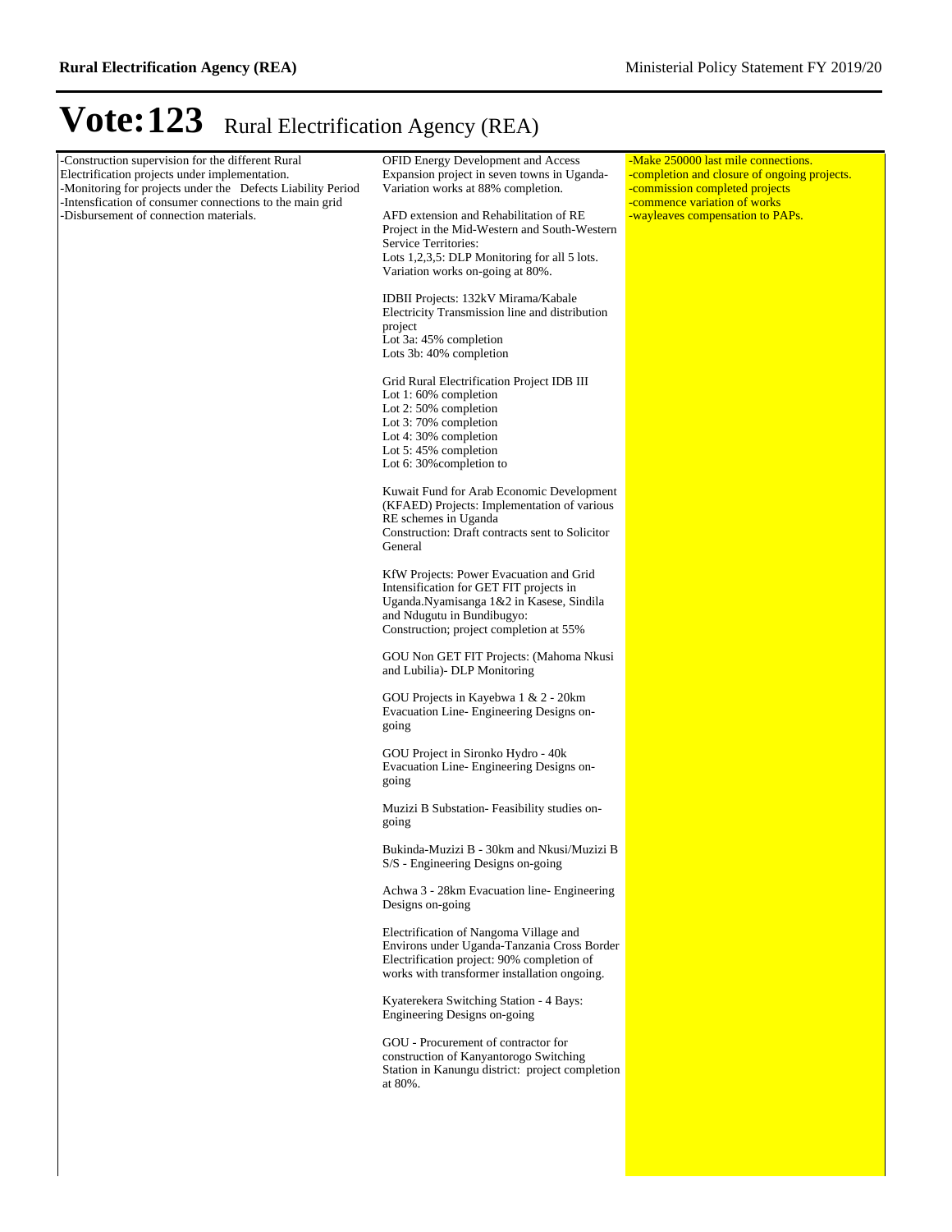# Vote:123 Rural Electrification Agency (REA)

| | | |
|---|---|---|
| -Construction supervision for the different Rural Electrification projects under implementation.<br>-Monitoring for projects under the Defects Liability Period<br>-Intensfication of consumer connections to the main grid<br>-Disbursement of connection materials. | OFID Energy Development and Access Expansion project in seven towns in Uganda- Variation works at 88% completion.<br><br>AFD extension and Rehabilitation of RE Project in the Mid-Western and South-Western Service Territories:<br>Lots 1,2,3,5: DLP Monitoring for all 5 lots. Variation works on-going at 80%.<br><br>IDBII Projects: 132kV Mirama/Kabale Electricity Transmission line and distribution project<br>Lot 3a: 45% completion<br>Lots 3b: 40% completion<br><br>Grid Rural Electrification Project IDB III<br>Lot 1: 60% completion<br>Lot 2: 50% completion<br>Lot 3: 70% completion<br>Lot 4: 30% completion<br>Lot 5: 45% completion<br>Lot 6: 30%completion to<br><br>Kuwait Fund for Arab Economic Development (KFAED) Projects: Implementation of various RE schemes in Uganda<br>Construction: Draft contracts sent to Solicitor General<br><br>KfW Projects: Power Evacuation and Grid Intensification for GET FIT projects in Uganda.Nyamisanga 1&2 in Kasese, Sindila and Ndugutu in Bundibugyo:<br>Construction; project completion at 55%<br><br>GOU Non GET FIT Projects: (Mahoma Nkusi and Lubilia)- DLP Monitoring<br><br>GOU Projects in Kayebwa 1 & 2 - 20km Evacuation Line- Engineering Designs on-going<br><br>GOU Project in Sironko Hydro - 40k Evacuation Line- Engineering Designs on-going<br><br>Muzizi B Substation- Feasibility studies on-going<br><br>Bukinda-Muzizi B - 30km and Nkusi/Muzizi B S/S - Engineering Designs on-going<br><br>Achwa 3 - 28km Evacuation line- Engineering Designs on-going<br><br>Electrification of Nangoma Village and Environs under Uganda-Tanzania Cross Border Electrification project: 90% completion of works with transformer installation ongoing.<br><br>Kyaterekera Switching Station - 4 Bays: Engineering Designs on-going<br><br>GOU - Procurement of contractor for construction of Kanyantorogo Switching Station in Kanungu district: project completion at 80%. | -Make 250000 last mile connections.<br>-completion and closure of ongoing projects.<br>-commission completed projects<br>-commence variation of works<br>-wayleaves compensation to PAPs. |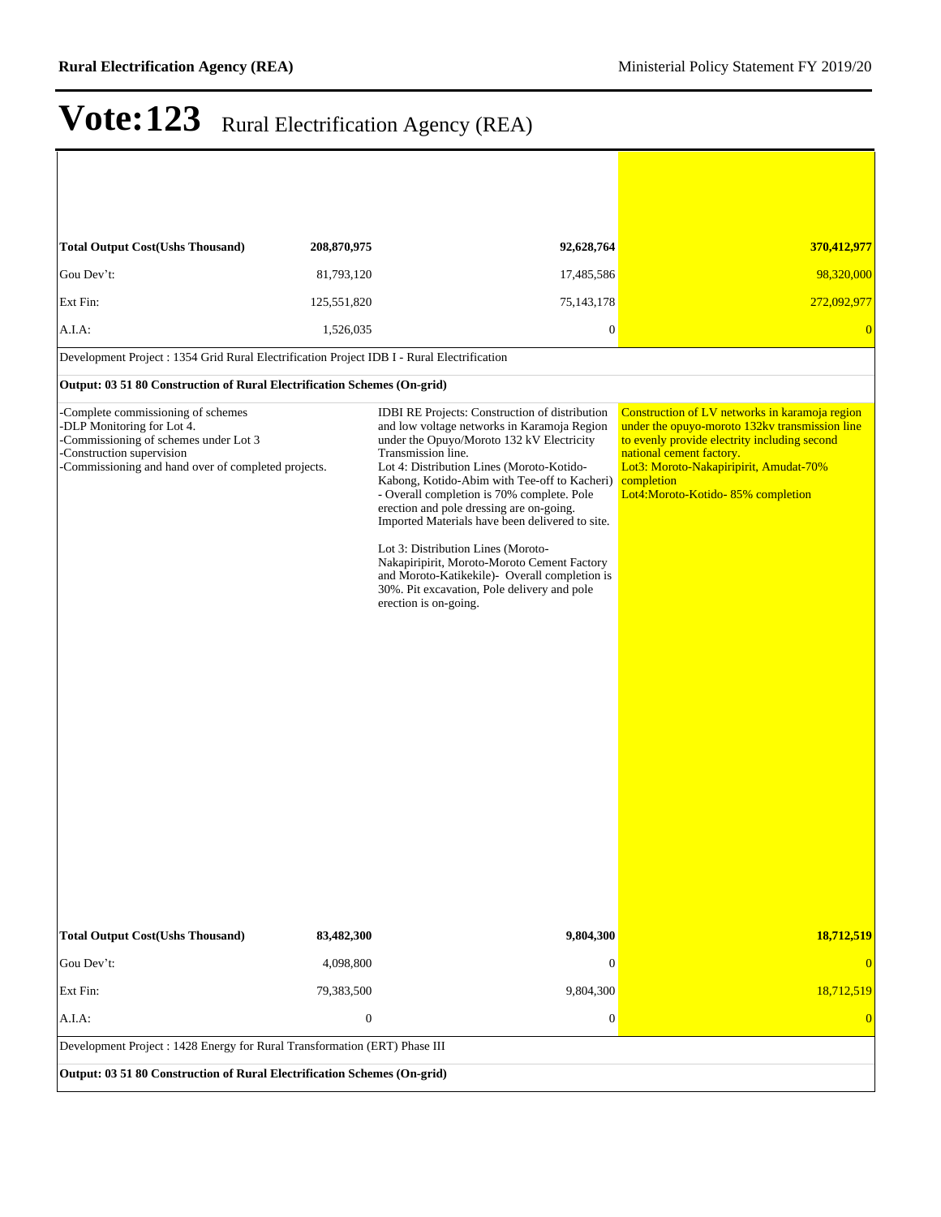# Vote:123 Rural Electrification Agency (REA)

| | | | |
|---|---|---|---|
| **Total Output Cost(Ushs Thousand)** | **208,870,975** | **92,628,764** | **370,412,977** |
| Gou Dev't: | 81,793,120 | 17,485,586 | 98,320,000 |
| Ext Fin: | 125,551,820 | 75,143,178 | 272,092,977 |
| A.I.A: | 1,526,035 | 0 | 0 |

Development Project : 1354 Grid Rural Electrification Project IDB I - Rural Electrification

**Output: 03 51 80 Construction of Rural Electrification Schemes (On-grid)**

| | | | |
|---|---|---|---|
| -Complete commissioning of schemes<br>-DLP Monitoring for Lot 4.<br>-Commissioning of schemes under Lot 3<br>-Construction supervision<br>-Commissioning and hand over of completed projects. | | IDBI RE Projects: Construction of distribution and low voltage networks in Karamoja Region under the Opuyo/Moroto 132 kV Electricity Transmission line.<br>Lot 4: Distribution Lines (Moroto-Kotido-Kabong, Kotido-Abim with Tee-off to Kacheri) - Overall completion is 70% complete. Pole erection and pole dressing are on-going. Imported Materials have been delivered to site.<br><br>Lot 3: Distribution Lines (Moroto-Nakapiripirit, Moroto-Moroto Cement Factory and Moroto-Katikekile)- Overall completion is 30%. Pit excavation, Pole delivery and pole erection is on-going. | Construction of LV networks in karamoja region under the opuyo-moroto 132kv transmission line to evenly provide electrity including second national cement factory.<br>Lot3: Moroto-Nakapiripirit, Amudat-70% completion<br>Lot4:Moroto-Kotido- 85% completion |
| **Total Output Cost(Ushs Thousand)** | **83,482,300** | **9,804,300** | **18,712,519** |
| Gou Dev't: | 4,098,800 | 0 | 0 |
| Ext Fin: | 79,383,500 | 9,804,300 | 18,712,519 |
| A.I.A: | 0 | 0 | 0 |

Development Project : 1428 Energy for Rural Transformation (ERT) Phase III

**Output: 03 51 80 Construction of Rural Electrification Schemes (On-grid)**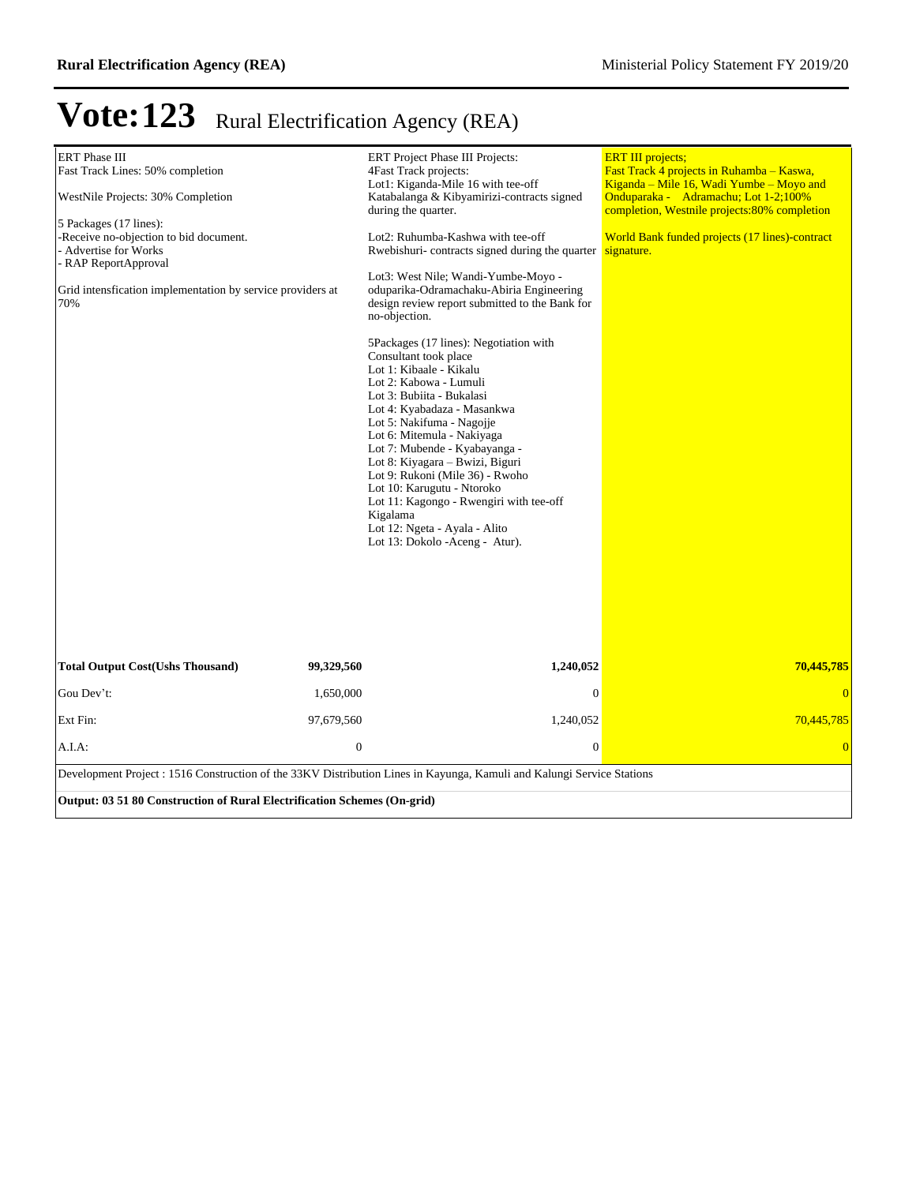# Vote:123 Rural Electrification Agency (REA)

| | | | |
|---|---|---|---|
| ERT Phase III<br>Fast Track Lines: 50% completion<br><br>WestNile Projects: 30% Completion<br><br>5 Packages (17 lines):<br>-Receive no-objection to bid document.<br>- Advertise for Works<br>- RAP ReportApproval<br><br>Grid intensfication implementation by service providers at 70% | | ERT Project Phase III Projects:<br>4Fast Track projects:<br>Lot1: Kiganda-Mile 16 with tee-off Katabalanga & Kibyamirizi-contracts signed during the quarter.<br><br>Lot2: Ruhumba-Kashwa with tee-off Rwebishuri- contracts signed during the quarter<br><br>Lot3: West Nile; Wandi-Yumbe-Moyo - oduparika-Odramachaku-Abiria Engineering design review report submitted to the Bank for no-objection.<br><br>5Packages (17 lines): Negotiation with Consultant took place<br>Lot 1: Kibaale - Kikalu<br>Lot 2: Kabowa - Lumuli<br>Lot 3: Bubiita - Bukalasi<br>Lot 4: Kyabadaza - Masankwa<br>Lot 5: Nakifuma - Nagojje<br>Lot 6: Mitemula - Nakiyaga<br>Lot 7: Mubende - Kyabayanga -<br>Lot 8: Kiyagara – Bwizi, Biguri<br>Lot 9: Rukoni (Mile 36) - Rwoho<br>Lot 10: Karugutu - Ntoroko<br>Lot 11: Kagongo - Rwengiri with tee-off Kigalama<br>Lot 12: Ngeta - Ayala - Alito<br>Lot 13: Dokolo -Aceng - Atur). | ERT III projects;<br>Fast Track 4 projects in Ruhamba – Kaswa, Kiganda – Mile 16, Wadi Yumbe – Moyo and Onduparaka - Adramachu; Lot 1-2;100% completion, Westnile projects:80% completion<br><br>World Bank funded projects (17 lines)-contract signature. |
| **Total Output Cost(Ushs Thousand)** | **99,329,560** | **1,240,052** | **70,445,785** |
| Gou Dev't: | 1,650,000 | 0 | 0 |
| Ext Fin: | 97,679,560 | 1,240,052 | 70,445,785 |
| A.I.A: | 0 | 0 | 0 |

Development Project : 1516 Construction of the 33KV Distribution Lines in Kayunga, Kamuli and Kalungi Service Stations

**Output: 03 51 80 Construction of Rural Electrification Schemes (On-grid)**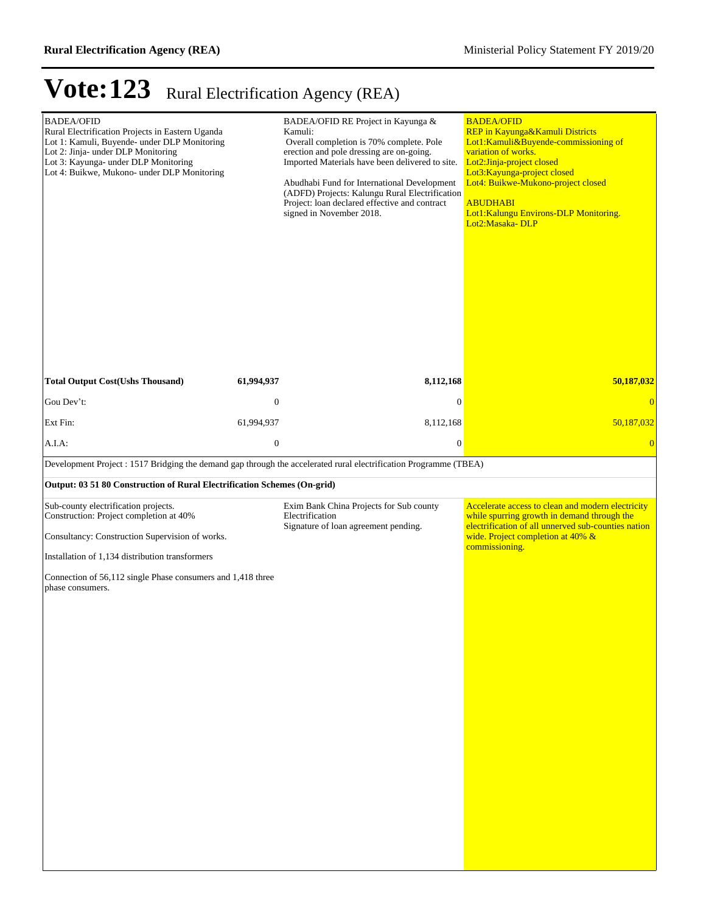# Vote:123 Rural Electrification Agency (REA)

| | | | |
|---|---|---|---|
| BADEA/OFID<br>Rural Electrification Projects in Eastern Uganda<br>Lot 1: Kamuli, Buyende- under DLP Monitoring<br>Lot 2: Jinja- under DLP Monitoring<br>Lot 3: Kayunga- under DLP Monitoring<br>Lot 4: Buikwe, Mukono- under DLP Monitoring | | BADEA/OFID RE Project in Kayunga & Kamuli:<br>Overall completion is 70% complete. Pole erection and pole dressing are on-going. Imported Materials have been delivered to site.<br><br>Abudhabi Fund for International Development (ADFD) Projects: Kalungu Rural Electrification Project: loan declared effective and contract signed in November 2018. | BADEA/OFID<br>REP in Kayunga&Kamuli Districts<br>Lot1:Kamuli&Buyende-commissioning of variation of works.<br>Lot2:Jinja-project closed<br>Lot3:Kayunga-project closed<br>Lot4: Buikwe-Mukono-project closed<br><br>ABUDHABI<br>Lot1:Kalungu Environs-DLP Monitoring.<br>Lot2:Masaka- DLP |
| **Total Output Cost(Ushs Thousand)** | **61,994,937** | **8,112,168** | **50,187,032** |
| Gou Dev't: | 0 | 0 | 0 |
| Ext Fin: | 61,994,937 | 8,112,168 | 50,187,032 |
| A.I.A: | 0 | 0 | 0 |

Development Project : 1517 Bridging the demand gap through the accelerated rural electrification Programme (TBEA)

**Output: 03 51 80 Construction of Rural Electrification Schemes (On-grid)**

| | | |
|---|---|---|
| Sub-county electrification projects.<br>Construction: Project completion at 40%<br><br>Consultancy: Construction Supervision of works.<br><br>Installation of 1,134 distribution transformers<br><br>Connection of 56,112 single Phase consumers and 1,418 three phase consumers. | Exim Bank China Projects for Sub county Electrification<br>Signature of loan agreement pending. | Accelerate access to clean and modern electricity while spurring growth in demand through the electrification of all unnerved sub-counties nation wide. Project completion at 40% & commissioning. |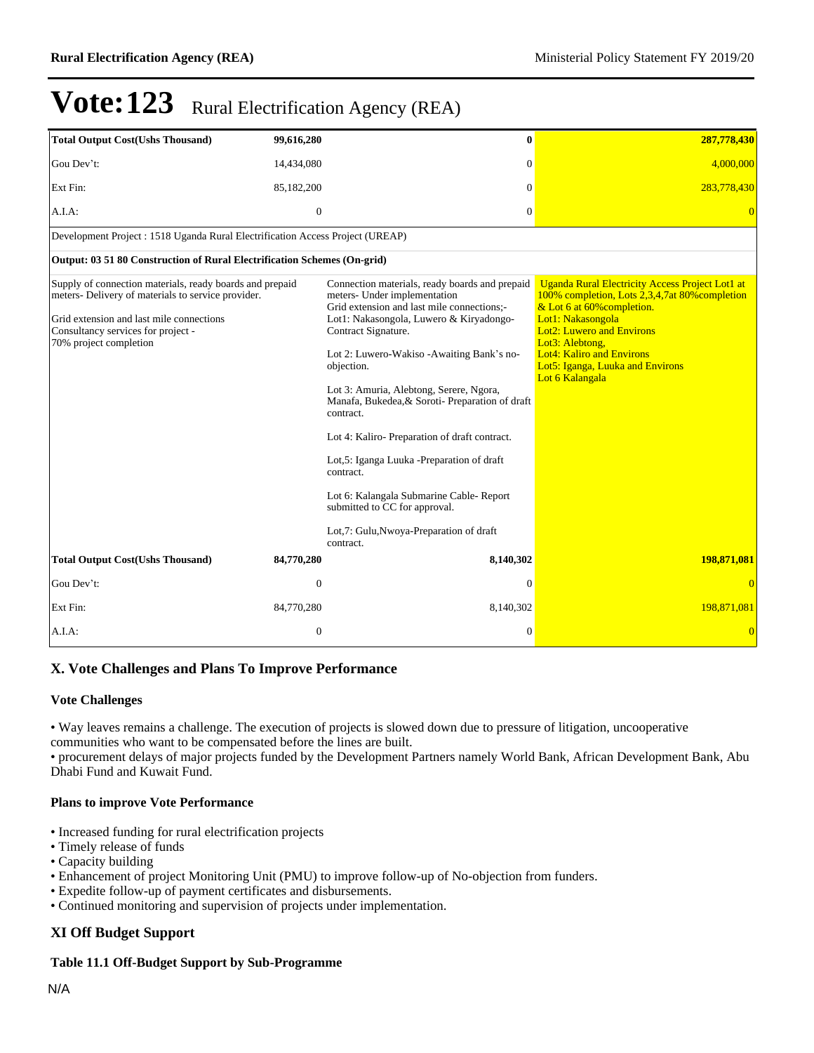# Vote:123 Rural Electrification Agency (REA)

| | | | |
|---|---|---|---|
| **Total Output Cost(Ushs Thousand)** | **99,616,280** | **0** | **287,778,430** |
| Gou Dev't: | 14,434,080 | 0 | 4,000,000 |
| Ext Fin: | 85,182,200 | 0 | 283,778,430 |
| A.I.A: | 0 | 0 | 0 |
| Development Project : 1518 Uganda Rural Electrification Access Project (UREAP) | | | |
| **Output: 03 51 80 Construction of Rural Electrification Schemes (On-grid)** | | | |
| Supply of connection materials, ready boards and prepaid meters- Delivery of materials to service provider.<br><br>Grid extension and last mile connections<br>Consultancy services for project -<br>70% project completion | | Connection materials, ready boards and prepaid meters- Under implementation<br>Grid extension and last mile connections;-<br>Lot1: Nakasongola, Luwero & Kiryadongo- Contract Signature.<br><br>Lot 2: Luwero-Wakiso -Awaiting Bank's no-objection.<br><br>Lot 3: Amuria, Alebtong, Serere, Ngora, Manafa, Bukedea,& Soroti- Preparation of draft contract.<br><br>Lot 4: Kaliro- Preparation of draft contract.<br><br>Lot,5: Iganga Luuka -Preparation of draft contract.<br><br>Lot 6: Kalangala Submarine Cable- Report submitted to CC for approval.<br><br>Lot,7: Gulu,Nwoya-Preparation of draft contract. | Uganda Rural Electricity Access Project Lot1 at 100% completion, Lots 2,3,4,7at 80%completion & Lot 6 at 60%completion.<br>Lot1: Nakasongola<br>Lot2: Luwero and Environs<br>Lot3: Alebtong,<br>Lot4: Kaliro and Environs<br>Lot5: Iganga, Luuka and Environs<br>Lot 6 Kalangala |
| **Total Output Cost(Ushs Thousand)** | **84,770,280** | **8,140,302** | **198,871,081** |
| Gou Dev't: | 0 | 0 | 0 |
| Ext Fin: | 84,770,280 | 8,140,302 | 198,871,081 |
| A.I.A: | 0 | 0 | 0 |

## X. Vote Challenges and Plans To Improve Performance

### Vote Challenges

• Way leaves remains a challenge. The execution of projects is slowed down due to pressure of litigation, uncooperative communities who want to be compensated before the lines are built.
• procurement delays of major projects funded by the Development Partners namely World Bank, African Development Bank, Abu Dhabi Fund and Kuwait Fund.

### Plans to improve Vote Performance

• Increased funding for rural electrification projects
• Timely release of funds
• Capacity building
• Enhancement of project Monitoring Unit (PMU) to improve follow-up of No-objection from funders.
• Expedite follow-up of payment certificates and disbursements.
• Continued monitoring and supervision of projects under implementation.

## XI Off Budget Support

### Table 11.1 Off-Budget Support by Sub-Programme

N/A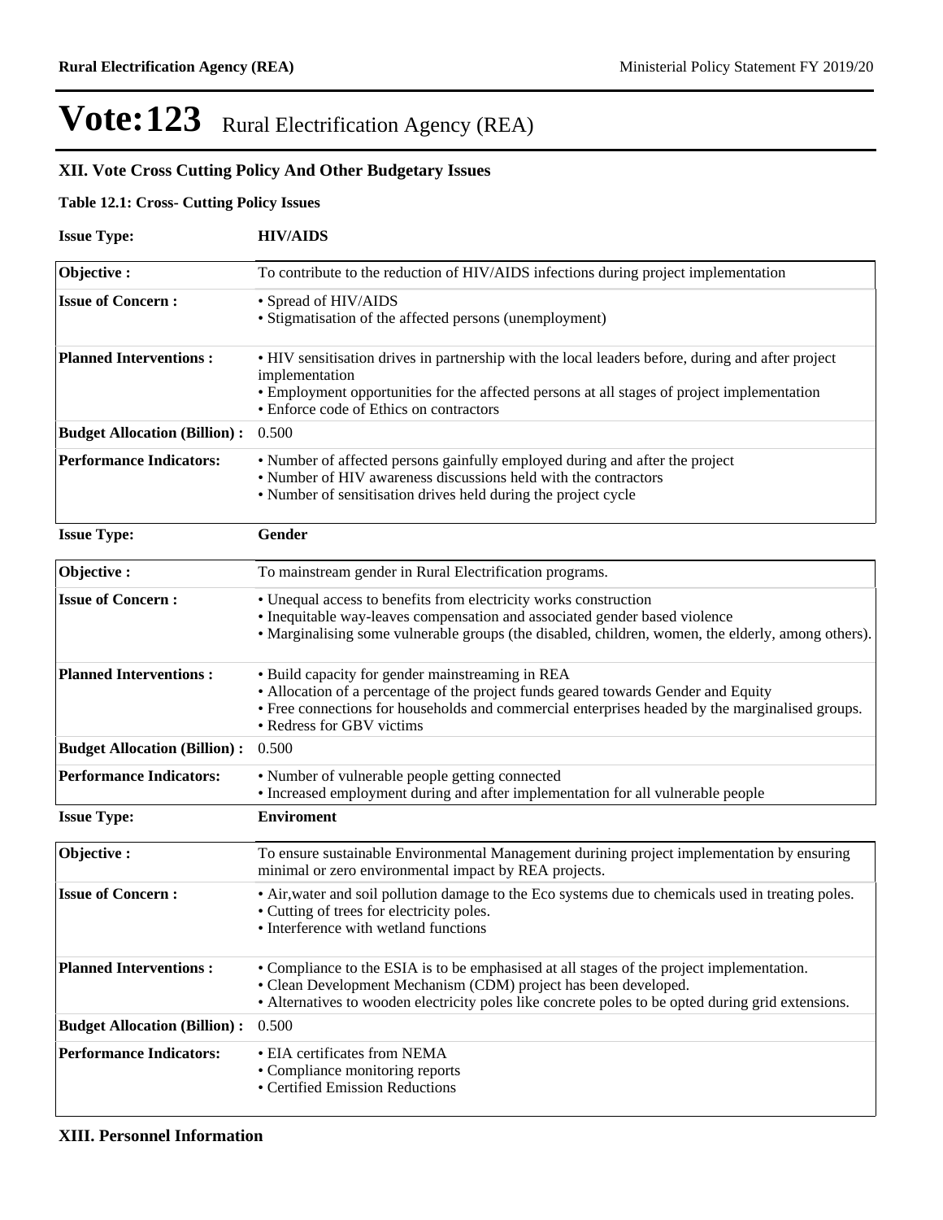# Vote:123 Rural Electrification Agency (REA)

## XII. Vote Cross Cutting Policy And Other Budgetary Issues

**Table 12.1: Cross- Cutting Policy Issues**

**Issue Type:** **HIV/AIDS**

| | |
|---|---|
| **Objective :** | To contribute to the reduction of HIV/AIDS infections during project implementation |
| **Issue of Concern :** | • Spread of HIV/AIDS<br>• Stigmatisation of the affected persons (unemployment) |
| **Planned Interventions :** | • HIV sensitisation drives in partnership with the local leaders before, during and after project implementation<br>• Employment opportunities for the affected persons at all stages of project implementation<br>• Enforce code of Ethics on contractors |
| **Budget Allocation (Billion) :** | 0.500 |
| **Performance Indicators:** | • Number of affected persons gainfully employed during and after the project<br>• Number of HIV awareness discussions held with the contractors<br>• Number of sensitisation drives held during the project cycle |

**Issue Type:** **Gender**

| | |
|---|---|
| **Objective :** | To mainstream gender in Rural Electrification programs. |
| **Issue of Concern :** | • Unequal access to benefits from electricity works construction<br>• Inequitable way-leaves compensation and associated gender based violence<br>• Marginalising some vulnerable groups (the disabled, children, women, the elderly, among others). |
| **Planned Interventions :** | • Build capacity for gender mainstreaming in REA<br>• Allocation of a percentage of the project funds geared towards Gender and Equity<br>• Free connections for households and commercial enterprises headed by the marginalised groups.<br>• Redress for GBV victims |
| **Budget Allocation (Billion) :** | 0.500 |
| **Performance Indicators:** | • Number of vulnerable people getting connected<br>• Increased employment during and after implementation for all vulnerable people |

**Issue Type:** **Enviroment**

| | |
|---|---|
| **Objective :** | To ensure sustainable Environmental Management durining project implementation by ensuring minimal or zero environmental impact by REA projects. |
| **Issue of Concern :** | • Air,water and soil pollution damage to the Eco systems due to chemicals used in treating poles.<br>• Cutting of trees for electricity poles.<br>• Interference with wetland functions |
| **Planned Interventions :** | • Compliance to the ESIA is to be emphasised at all stages of the project implementation.<br>• Clean Development Mechanism (CDM) project has been developed.<br>• Alternatives to wooden electricity poles like concrete poles to be opted during grid extensions. |
| **Budget Allocation (Billion) :** | 0.500 |
| **Performance Indicators:** | • EIA certificates from NEMA<br>• Compliance monitoring reports<br>• Certified Emission Reductions |

## XIII. Personnel Information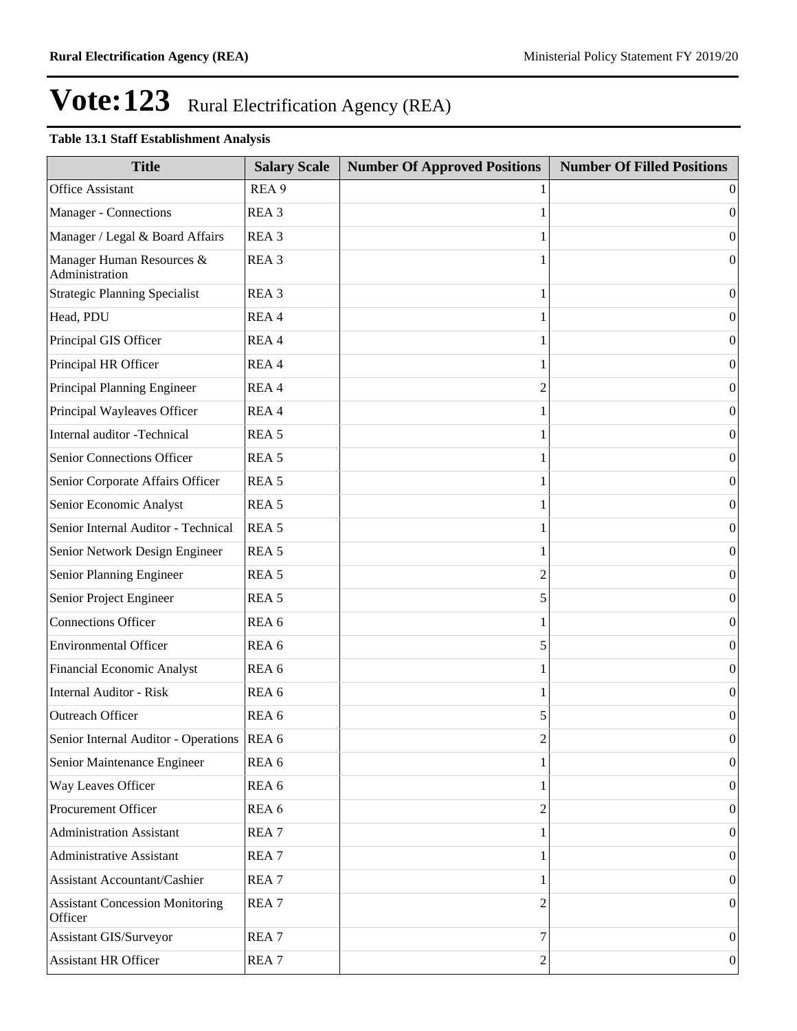# Vote:123 Rural Electrification Agency (REA)

**Table 13.1 Staff Establishment Analysis**

| Title | Salary Scale | Number Of Approved Positions | Number Of Filled Positions |
|---|---|---|---|
| Office Assistant | REA 9 | 1 | 0 |
| Manager - Connections | REA 3 | 1 | 0 |
| Manager / Legal & Board Affairs | REA 3 | 1 | 0 |
| Manager Human Resources & Administration | REA 3 | 1 | 0 |
| Strategic Planning Specialist | REA 3 | 1 | 0 |
| Head, PDU | REA 4 | 1 | 0 |
| Principal GIS Officer | REA 4 | 1 | 0 |
| Principal HR Officer | REA 4 | 1 | 0 |
| Principal Planning Engineer | REA 4 | 2 | 0 |
| Principal Wayleaves Officer | REA 4 | 1 | 0 |
| Internal auditor -Technical | REA 5 | 1 | 0 |
| Senior Connections Officer | REA 5 | 1 | 0 |
| Senior Corporate Affairs Officer | REA 5 | 1 | 0 |
| Senior Economic Analyst | REA 5 | 1 | 0 |
| Senior Internal Auditor - Technical | REA 5 | 1 | 0 |
| Senior Network Design Engineer | REA 5 | 1 | 0 |
| Senior Planning Engineer | REA 5 | 2 | 0 |
| Senior Project Engineer | REA 5 | 5 | 0 |
| Connections Officer | REA 6 | 1 | 0 |
| Environmental Officer | REA 6 | 5 | 0 |
| Financial Economic Analyst | REA 6 | 1 | 0 |
| Internal Auditor - Risk | REA 6 | 1 | 0 |
| Outreach Officer | REA 6 | 5 | 0 |
| Senior Internal Auditor - Operations | REA 6 | 2 | 0 |
| Senior Maintenance Engineer | REA 6 | 1 | 0 |
| Way Leaves Officer | REA 6 | 1 | 0 |
| Procurement Officer | REA 6 | 2 | 0 |
| Administration Assistant | REA 7 | 1 | 0 |
| Administrative Assistant | REA 7 | 1 | 0 |
| Assistant Accountant/Cashier | REA 7 | 1 | 0 |
| Assistant Concession Monitoring Officer | REA 7 | 2 | 0 |
| Assistant GIS/Surveyor | REA 7 | 7 | 0 |
| Assistant HR Officer | REA 7 | 2 | 0 |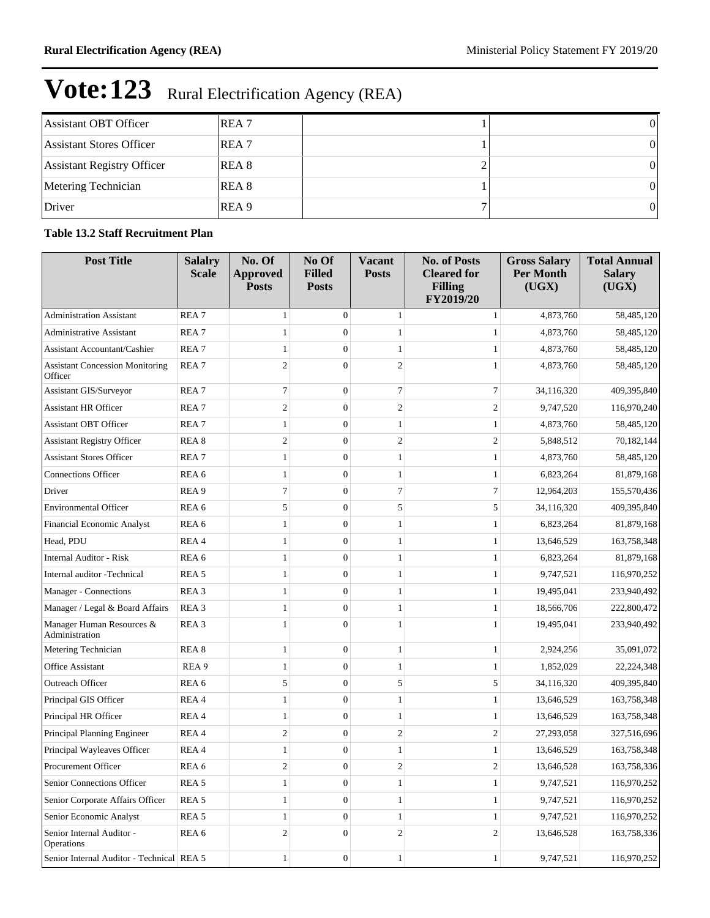# Vote:123 Rural Electrification Agency (REA)

| | | | |
|---|---|---|---|
| Assistant OBT Officer | REA 7 | 1 | 0 |
| Assistant Stores Officer | REA 7 | 1 | 0 |
| Assistant Registry Officer | REA 8 | 2 | 0 |
| Metering Technician | REA 8 | 1 | 0 |
| Driver | REA 9 | 7 | 0 |

**Table 13.2 Staff Recruitment Plan**

| Post Title | Salalry Scale | No. Of Approved Posts | No Of Filled Posts | Vacant Posts | No. of Posts Cleared for Filling FY2019/20 | Gross Salary Per Month (UGX) | Total Annual Salary (UGX) |
|---|---|---|---|---|---|---|---|
| Administration Assistant | REA 7 | 1 | 0 | 1 | 1 | 4,873,760 | 58,485,120 |
| Administrative Assistant | REA 7 | 1 | 0 | 1 | 1 | 4,873,760 | 58,485,120 |
| Assistant Accountant/Cashier | REA 7 | 1 | 0 | 1 | 1 | 4,873,760 | 58,485,120 |
| Assistant Concession Monitoring Officer | REA 7 | 2 | 0 | 2 | 1 | 4,873,760 | 58,485,120 |
| Assistant GIS/Surveyor | REA 7 | 7 | 0 | 7 | 7 | 34,116,320 | 409,395,840 |
| Assistant HR Officer | REA 7 | 2 | 0 | 2 | 2 | 9,747,520 | 116,970,240 |
| Assistant OBT Officer | REA 7 | 1 | 0 | 1 | 1 | 4,873,760 | 58,485,120 |
| Assistant Registry Officer | REA 8 | 2 | 0 | 2 | 2 | 5,848,512 | 70,182,144 |
| Assistant Stores Officer | REA 7 | 1 | 0 | 1 | 1 | 4,873,760 | 58,485,120 |
| Connections Officer | REA 6 | 1 | 0 | 1 | 1 | 6,823,264 | 81,879,168 |
| Driver | REA 9 | 7 | 0 | 7 | 7 | 12,964,203 | 155,570,436 |
| Environmental Officer | REA 6 | 5 | 0 | 5 | 5 | 34,116,320 | 409,395,840 |
| Financial Economic Analyst | REA 6 | 1 | 0 | 1 | 1 | 6,823,264 | 81,879,168 |
| Head, PDU | REA 4 | 1 | 0 | 1 | 1 | 13,646,529 | 163,758,348 |
| Internal Auditor - Risk | REA 6 | 1 | 0 | 1 | 1 | 6,823,264 | 81,879,168 |
| Internal auditor -Technical | REA 5 | 1 | 0 | 1 | 1 | 9,747,521 | 116,970,252 |
| Manager - Connections | REA 3 | 1 | 0 | 1 | 1 | 19,495,041 | 233,940,492 |
| Manager / Legal & Board Affairs | REA 3 | 1 | 0 | 1 | 1 | 18,566,706 | 222,800,472 |
| Manager Human Resources & Administration | REA 3 | 1 | 0 | 1 | 1 | 19,495,041 | 233,940,492 |
| Metering Technician | REA 8 | 1 | 0 | 1 | 1 | 2,924,256 | 35,091,072 |
| Office Assistant | REA 9 | 1 | 0 | 1 | 1 | 1,852,029 | 22,224,348 |
| Outreach Officer | REA 6 | 5 | 0 | 5 | 5 | 34,116,320 | 409,395,840 |
| Principal GIS Officer | REA 4 | 1 | 0 | 1 | 1 | 13,646,529 | 163,758,348 |
| Principal HR Officer | REA 4 | 1 | 0 | 1 | 1 | 13,646,529 | 163,758,348 |
| Principal Planning Engineer | REA 4 | 2 | 0 | 2 | 2 | 27,293,058 | 327,516,696 |
| Principal Wayleaves Officer | REA 4 | 1 | 0 | 1 | 1 | 13,646,529 | 163,758,348 |
| Procurement Officer | REA 6 | 2 | 0 | 2 | 2 | 13,646,528 | 163,758,336 |
| Senior Connections Officer | REA 5 | 1 | 0 | 1 | 1 | 9,747,521 | 116,970,252 |
| Senior Corporate Affairs Officer | REA 5 | 1 | 0 | 1 | 1 | 9,747,521 | 116,970,252 |
| Senior Economic Analyst | REA 5 | 1 | 0 | 1 | 1 | 9,747,521 | 116,970,252 |
| Senior Internal Auditor - Operations | REA 6 | 2 | 0 | 2 | 2 | 13,646,528 | 163,758,336 |
| Senior Internal Auditor - Technical | REA 5 | 1 | 0 | 1 | 1 | 9,747,521 | 116,970,252 |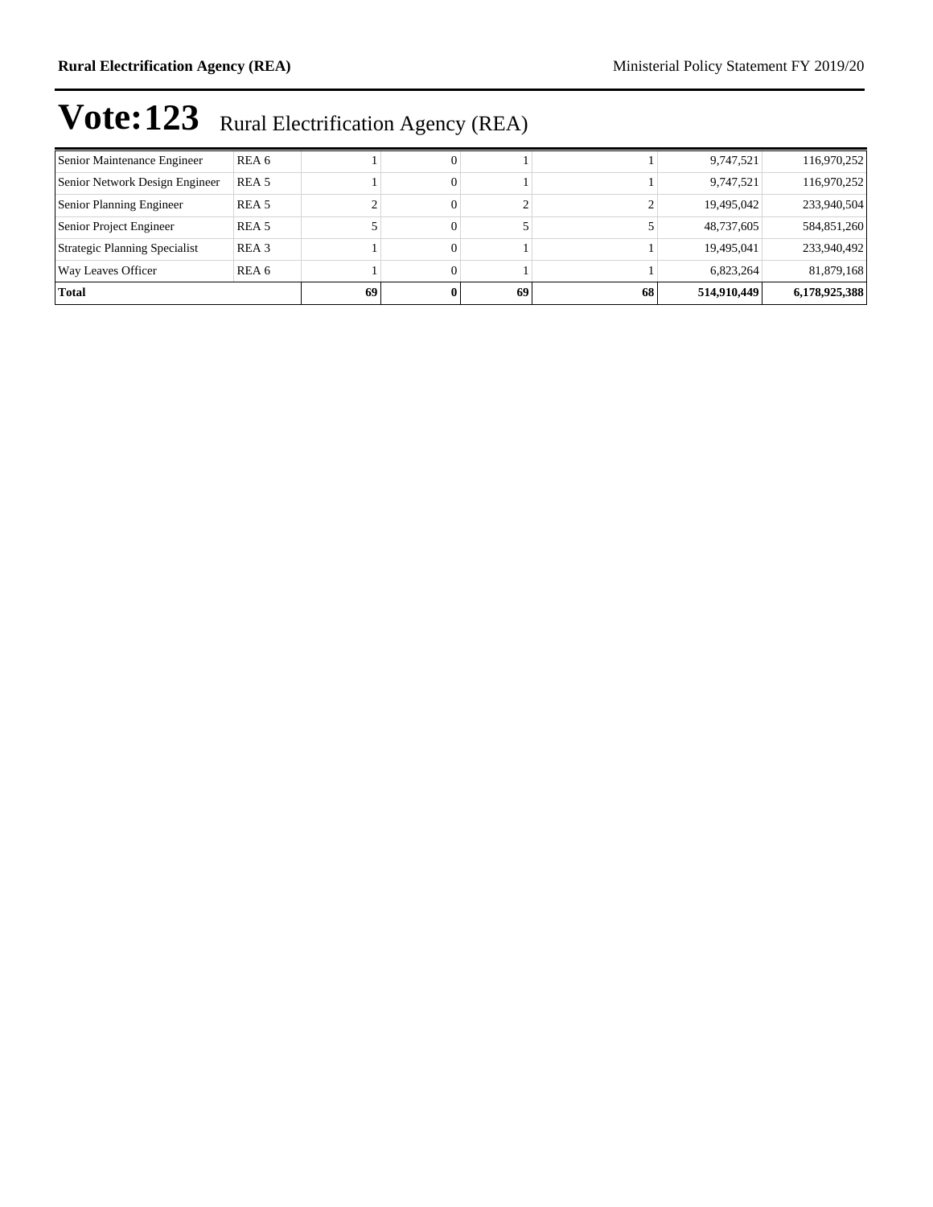# Vote:123 Rural Electrification Agency (REA)

| | | | | | | | |
|---|---|---|---|---|---|---|---|
| Senior Maintenance Engineer | REA 6 | 1 | 0 | 1 | 1 | 9,747,521 | 116,970,252 |
| Senior Network Design Engineer | REA 5 | 1 | 0 | 1 | 1 | 9,747,521 | 116,970,252 |
| Senior Planning Engineer | REA 5 | 2 | 0 | 2 | 2 | 19,495,042 | 233,940,504 |
| Senior Project Engineer | REA 5 | 5 | 0 | 5 | 5 | 48,737,605 | 584,851,260 |
| Strategic Planning Specialist | REA 3 | 1 | 0 | 1 | 1 | 19,495,041 | 233,940,492 |
| Way Leaves Officer | REA 6 | 1 | 0 | 1 | 1 | 6,823,264 | 81,879,168 |
| **Total** | | **69** | **0** | **69** | **68** | **514,910,449** | **6,178,925,388** |